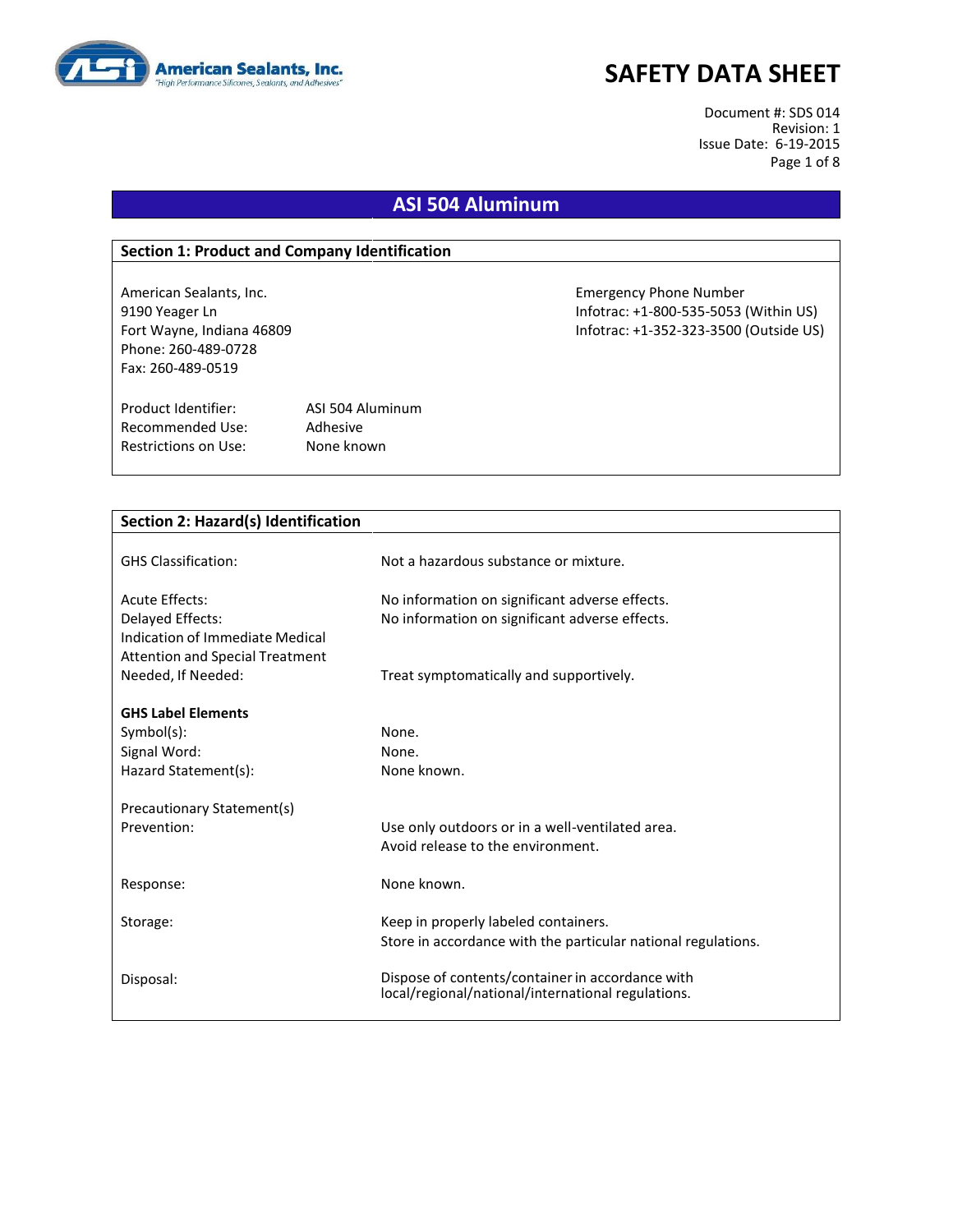American Sealants, Inc. "High Performance Silicones, Sealants, and Adhesives"

# SAFETY DATA SHEET

Document #: SDS 014
Revision: 1
Issue Date: 6-19-2015

## ASI 504 Aluminum

### Section 1: Product and Company Identification

American Sealants, Inc.
9190 Yeager Ln
Fort Wayne, Indiana 46809
Phone: 260-489-0728
Fax: 260-489-0519

Emergency Phone Number
Infotrac: +1-800-535-5053 (Within US)
Infotrac: +1-352-323-3500 (Outside US)

| | |
|---|---|
| Product Identifier: | ASI 504 Aluminum |
| Recommended Use: | Adhesive |
| Restrictions on Use: | None known |

### Section 2: Hazard(s) Identification

| | |
|---|---|
| GHS Classification: | Not a hazardous substance or mixture. |
| Acute Effects: | No information on significant adverse effects. |
| Delayed Effects: | No information on significant adverse effects. |
| Indication of Immediate Medical Attention and Special Treatment Needed, If Needed: | Treat symptomatically and supportively. |

**GHS Label Elements**

| | |
|---|---|
| Symbol(s): | None. |
| Signal Word: | None. |
| Hazard Statement(s): | None known. |

Precautionary Statement(s)

| | |
|---|---|
| Prevention: | Use only outdoors or in a well-ventilated area.<br>Avoid release to the environment. |
| Response: | None known. |
| Storage: | Keep in properly labeled containers.<br>Store in accordance with the particular national regulations. |
| Disposal: | Dispose of contents/container in accordance with local/regional/national/international regulations. |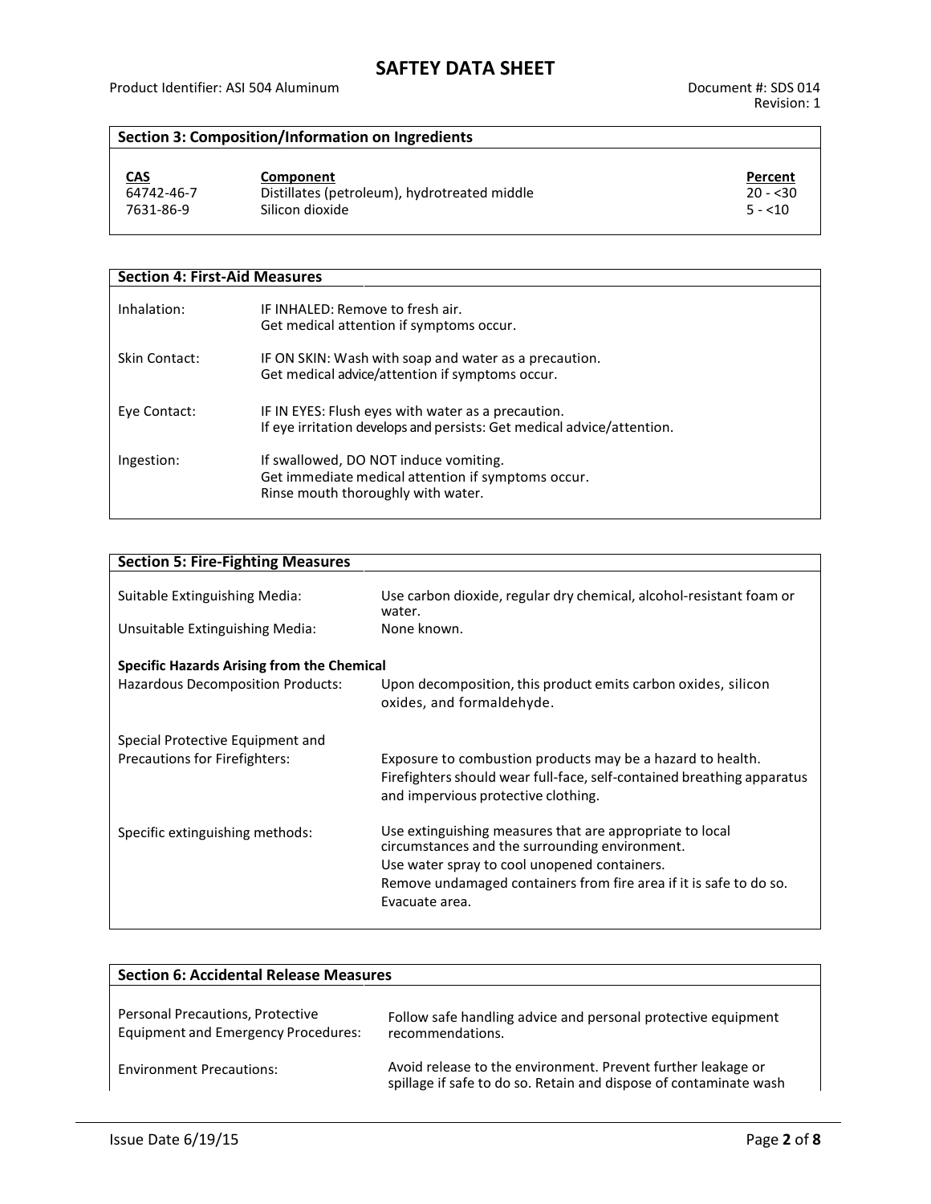## Section 3: Composition/Information on Ingredients

| CAS | Component | Percent |
|---|---|---|
| 64742-46-7 | Distillates (petroleum), hydrotreated middle | 20 - <30 |
| 7631-86-9 | Silicon dioxide | 5 - <10 |

## Section 4: First-Aid Measures

| | |
|---|---|
| Inhalation: | IF INHALED: Remove to fresh air.<br>Get medical attention if symptoms occur. |
| Skin Contact: | IF ON SKIN: Wash with soap and water as a precaution.<br>Get medical advice/attention if symptoms occur. |
| Eye Contact: | IF IN EYES: Flush eyes with water as a precaution.<br>If eye irritation develops and persists: Get medical advice/attention. |
| Ingestion: | If swallowed, DO NOT induce vomiting.<br>Get immediate medical attention if symptoms occur.<br>Rinse mouth thoroughly with water. |

## Section 5: Fire-Fighting Measures

Suitable Extinguishing Media: Use carbon dioxide, regular dry chemical, alcohol-resistant foam or water.

Unsuitable Extinguishing Media: None known.

**Specific Hazards Arising from the Chemical**

Hazardous Decomposition Products: Upon decomposition, this product emits carbon oxides, silicon oxides, and formaldehyde.

Special Protective Equipment and Precautions for Firefighters: Exposure to combustion products may be a hazard to health. Firefighters should wear full-face, self-contained breathing apparatus and impervious protective clothing.

Specific extinguishing methods: Use extinguishing measures that are appropriate to local circumstances and the surrounding environment.
Use water spray to cool unopened containers.
Remove undamaged containers from fire area if it is safe to do so.
Evacuate area.

## Section 6: Accidental Release Measures

Personal Precautions, Protective Equipment and Emergency Procedures: Follow safe handling advice and personal protective equipment recommendations.

Environment Precautions: Avoid release to the environment. Prevent further leakage or spillage if safe to do so. Retain and dispose of contaminate wash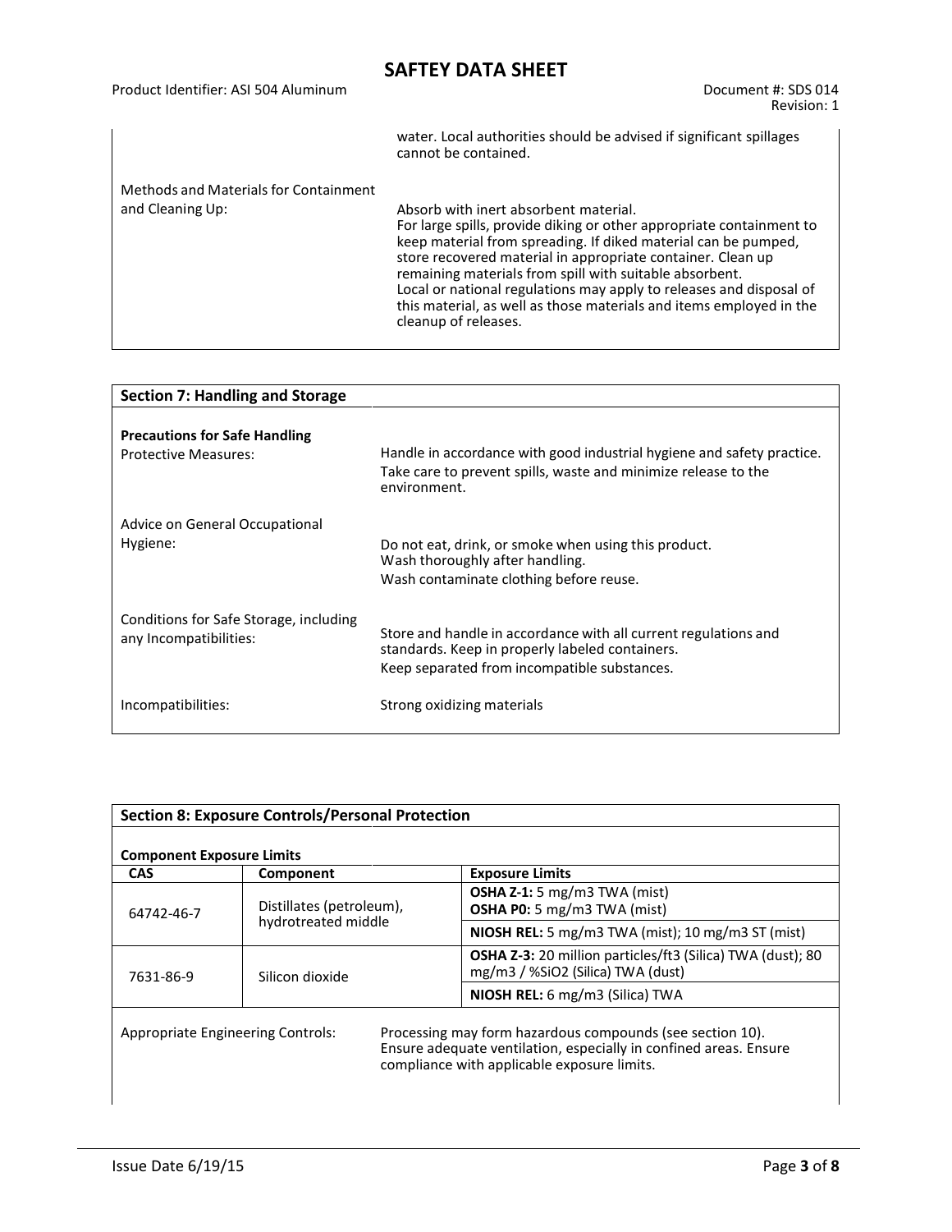water. Local authorities should be advised if significant spillages cannot be contained.

Methods and Materials for Containment and Cleaning Up:

Absorb with inert absorbent material.
For large spills, provide diking or other appropriate containment to keep material from spreading. If diked material can be pumped, store recovered material in appropriate container. Clean up remaining materials from spill with suitable absorbent.
Local or national regulations may apply to releases and disposal of this material, as well as those materials and items employed in the cleanup of releases.

## Section 7: Handling and Storage

**Precautions for Safe Handling**

Protective Measures:

Handle in accordance with good industrial hygiene and safety practice.
Take care to prevent spills, waste and minimize release to the environment.

Advice on General Occupational Hygiene:

Do not eat, drink, or smoke when using this product.
Wash thoroughly after handling.
Wash contaminate clothing before reuse.

Conditions for Safe Storage, including any Incompatibilities:

Store and handle in accordance with all current regulations and standards. Keep in properly labeled containers.
Keep separated from incompatible substances.

Incompatibilities: Strong oxidizing materials

## Section 8: Exposure Controls/Personal Protection

**Component Exposure Limits**

| CAS | Component | Exposure Limits |
|---|---|---|
| 64742-46-7 | Distillates (petroleum), hydrotreated middle | **OSHA Z-1:** 5 mg/m3 TWA (mist)<br>**OSHA P0:** 5 mg/m3 TWA (mist) |
| | | **NIOSH REL:** 5 mg/m3 TWA (mist); 10 mg/m3 ST (mist) |
| 7631-86-9 | Silicon dioxide | **OSHA Z-3:** 20 million particles/ft3 (Silica) TWA (dust); 80 mg/m3 / %SiO2 (Silica) TWA (dust) |
| | | **NIOSH REL:** 6 mg/m3 (Silica) TWA |

Appropriate Engineering Controls:

Processing may form hazardous compounds (see section 10).
Ensure adequate ventilation, especially in confined areas. Ensure compliance with applicable exposure limits.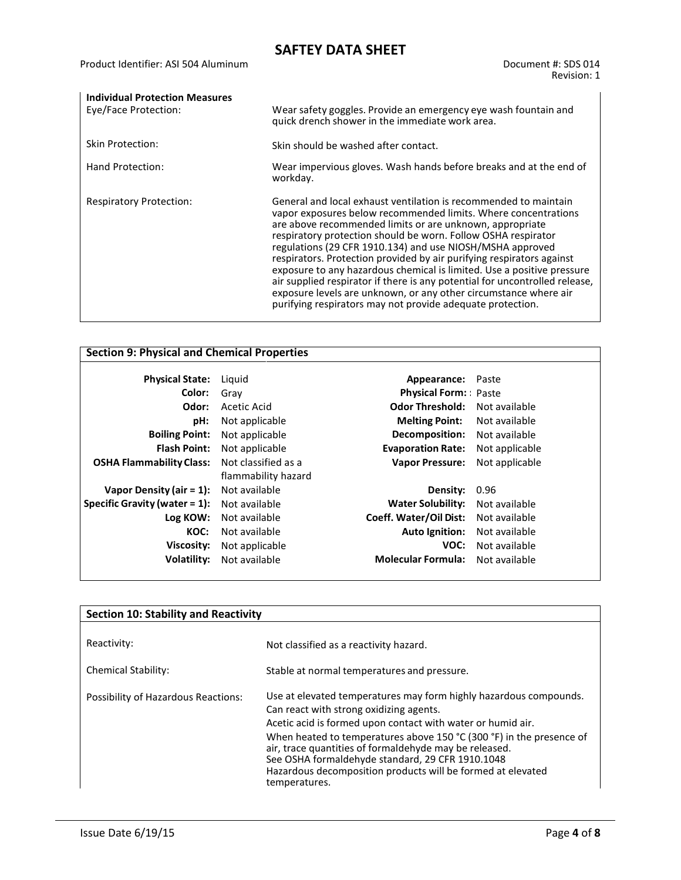**Individual Protection Measures**

| | |
|---|---|
| Eye/Face Protection: | Wear safety goggles. Provide an emergency eye wash fountain and quick drench shower in the immediate work area. |
| Skin Protection: | Skin should be washed after contact. |
| Hand Protection: | Wear impervious gloves. Wash hands before breaks and at the end of workday. |
| Respiratory Protection: | General and local exhaust ventilation is recommended to maintain vapor exposures below recommended limits. Where concentrations are above recommended limits or are unknown, appropriate respiratory protection should be worn. Follow OSHA respirator regulations (29 CFR 1910.134) and use NIOSH/MSHA approved respirators. Protection provided by air purifying respirators against exposure to any hazardous chemical is limited. Use a positive pressure air supplied respirator if there is any potential for uncontrolled release, exposure levels are unknown, or any other circumstance where air purifying respirators may not provide adequate protection. |

## Section 9: Physical and Chemical Properties

| | | | |
|---|---|---|---|
| **Physical State:** | Liquid | **Appearance:** | Paste |
| **Color:** | Gray | **Physical Form:** | Paste |
| **Odor:** | Acetic Acid | **Odor Threshold:** | Not available |
| **pH:** | Not applicable | **Melting Point:** | Not available |
| **Boiling Point:** | Not applicable | **Decomposition:** | Not available |
| **Flash Point:** | Not applicable | **Evaporation Rate:** | Not applicable |
| **OSHA Flammability Class:** | Not classified as a flammability hazard | **Vapor Pressure:** | Not applicable |
| **Vapor Density (air = 1):** | Not available | **Density:** | 0.96 |
| **Specific Gravity (water = 1):** | Not available | **Water Solubility:** | Not available |
| **Log KOW:** | Not available | **Coeff. Water/Oil Dist:** | Not available |
| **KOC:** | Not available | **Auto Ignition:** | Not available |
| **Viscosity:** | Not applicable | **VOC:** | Not available |
| **Volatility:** | Not available | **Molecular Formula:** | Not available |

## Section 10: Stability and Reactivity

| | |
|---|---|
| Reactivity: | Not classified as a reactivity hazard. |
| Chemical Stability: | Stable at normal temperatures and pressure. |
| Possibility of Hazardous Reactions: | Use at elevated temperatures may form highly hazardous compounds. Can react with strong oxidizing agents. Acetic acid is formed upon contact with water or humid air. When heated to temperatures above 150 °C (300 °F) in the presence of air, trace quantities of formaldehyde may be released. See OSHA formaldehyde standard, 29 CFR 1910.1048 Hazardous decomposition products will be formed at elevated temperatures. |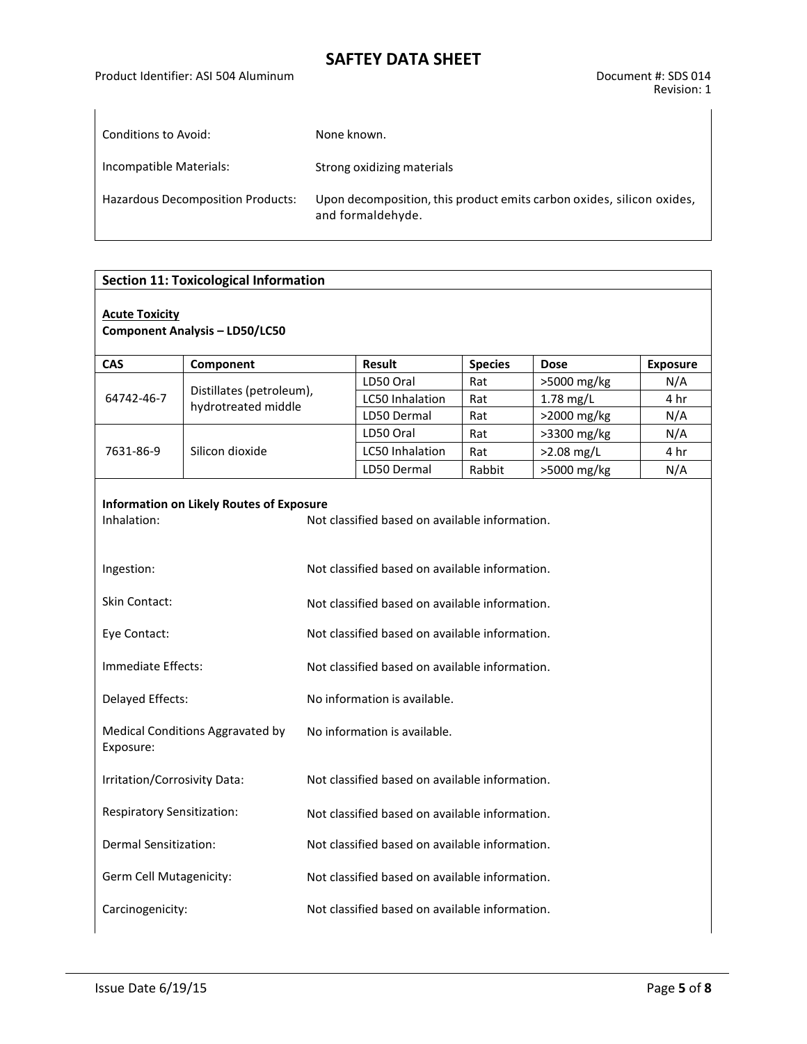| | |
|---|---|
| Conditions to Avoid: | None known. |
| Incompatible Materials: | Strong oxidizing materials |
| Hazardous Decomposition Products: | Upon decomposition, this product emits carbon oxides, silicon oxides, and formaldehyde. |

## Section 11: Toxicological Information

**Acute Toxicity**

**Component Analysis – LD50/LC50**

| CAS | Component | Result | Species | Dose | Exposure |
|---|---|---|---|---|---|
| 64742-46-7 | Distillates (petroleum), hydrotreated middle | LD50 Oral | Rat | >5000 mg/kg | N/A |
| | | LC50 Inhalation | Rat | 1.78 mg/L | 4 hr |
| | | LD50 Dermal | Rat | >2000 mg/kg | N/A |
| 7631-86-9 | Silicon dioxide | LD50 Oral | Rat | >3300 mg/kg | N/A |
| | | LC50 Inhalation | Rat | >2.08 mg/L | 4 hr |
| | | LD50 Dermal | Rabbit | >5000 mg/kg | N/A |

**Information on Likely Routes of Exposure**

| | |
|---|---|
| Inhalation: | Not classified based on available information. |
| Ingestion: | Not classified based on available information. |
| Skin Contact: | Not classified based on available information. |
| Eye Contact: | Not classified based on available information. |
| Immediate Effects: | Not classified based on available information. |
| Delayed Effects: | No information is available. |
| Medical Conditions Aggravated by Exposure: | No information is available. |
| Irritation/Corrosivity Data: | Not classified based on available information. |
| Respiratory Sensitization: | Not classified based on available information. |
| Dermal Sensitization: | Not classified based on available information. |
| Germ Cell Mutagenicity: | Not classified based on available information. |
| Carcinogenicity: | Not classified based on available information. |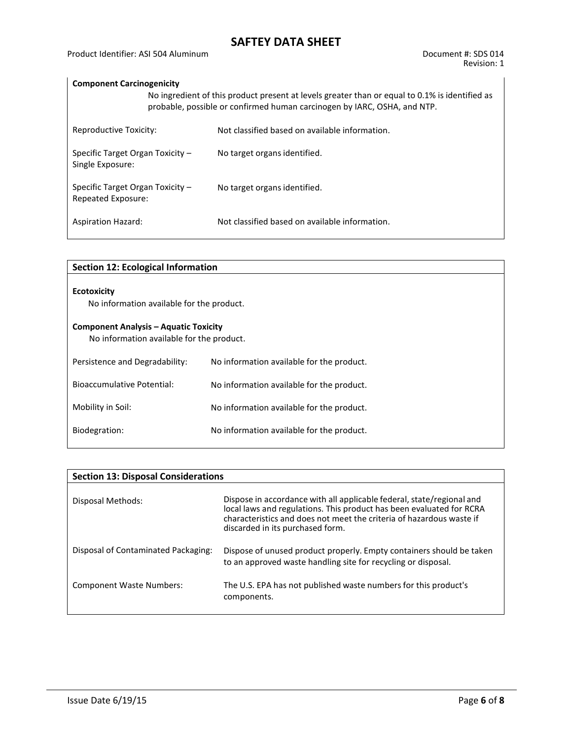**Component Carcinogenicity**

No ingredient of this product present at levels greater than or equal to 0.1% is identified as probable, possible or confirmed human carcinogen by IARC, OSHA, and NTP.

| | |
|---|---|
| Reproductive Toxicity: | Not classified based on available information. |
| Specific Target Organ Toxicity – Single Exposure: | No target organs identified. |
| Specific Target Organ Toxicity – Repeated Exposure: | No target organs identified. |
| Aspiration Hazard: | Not classified based on available information. |

## Section 12: Ecological Information

**Ecotoxicity**

No information available for the product.

**Component Analysis – Aquatic Toxicity**

No information available for the product.

| | |
|---|---|
| Persistence and Degradability: | No information available for the product. |
| Bioaccumulative Potential: | No information available for the product. |
| Mobility in Soil: | No information available for the product. |
| Biodegration: | No information available for the product. |

## Section 13: Disposal Considerations

| | |
|---|---|
| Disposal Methods: | Dispose in accordance with all applicable federal, state/regional and local laws and regulations. This product has been evaluated for RCRA characteristics and does not meet the criteria of hazardous waste if discarded in its purchased form. |
| Disposal of Contaminated Packaging: | Dispose of unused product properly. Empty containers should be taken to an approved waste handling site for recycling or disposal. |
| Component Waste Numbers: | The U.S. EPA has not published waste numbers for this product's components. |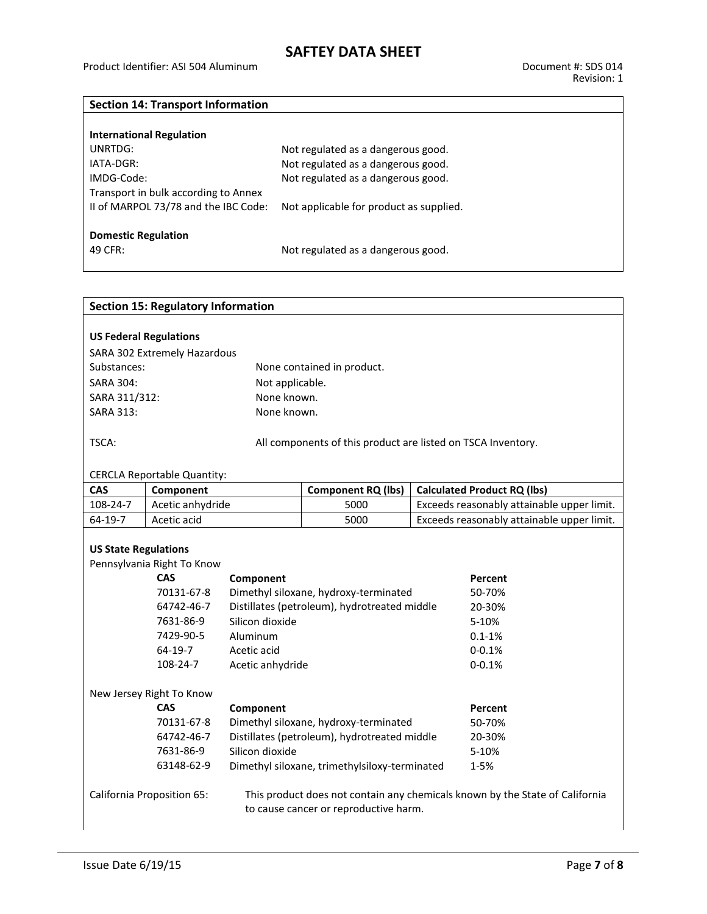## Section 14: Transport Information

**International Regulation**

| | |
|---|---|
| UNRTDG: | Not regulated as a dangerous good. |
| IATA-DGR: | Not regulated as a dangerous good. |
| IMDG-Code: | Not regulated as a dangerous good. |
| Transport in bulk according to Annex II of MARPOL 73/78 and the IBC Code: | Not applicable for product as supplied. |

**Domestic Regulation**

| | |
|---|---|
| 49 CFR: | Not regulated as a dangerous good. |

## Section 15: Regulatory Information

**US Federal Regulations**

| | |
|---|---|
| SARA 302 Extremely Hazardous Substances: | None contained in product. |
| SARA 304: | Not applicable. |
| SARA 311/312: | None known. |
| SARA 313: | None known. |
| TSCA: | All components of this product are listed on TSCA Inventory. |

CERCLA Reportable Quantity:

| CAS | Component | Component RQ (lbs) | Calculated Product RQ (lbs) |
|---|---|---|---|
| 108-24-7 | Acetic anhydride | 5000 | Exceeds reasonably attainable upper limit. |
| 64-19-7 | Acetic acid | 5000 | Exceeds reasonably attainable upper limit. |

**US State Regulations**

Pennsylvania Right To Know

| CAS | Component | Percent |
|---|---|---|
| 70131-67-8 | Dimethyl siloxane, hydroxy-terminated | 50-70% |
| 64742-46-7 | Distillates (petroleum), hydrotreated middle | 20-30% |
| 7631-86-9 | Silicon dioxide | 5-10% |
| 7429-90-5 | Aluminum | 0.1-1% |
| 64-19-7 | Acetic acid | 0-0.1% |
| 108-24-7 | Acetic anhydride | 0-0.1% |

New Jersey Right To Know

| CAS | Component | Percent |
|---|---|---|
| 70131-67-8 | Dimethyl siloxane, hydroxy-terminated | 50-70% |
| 64742-46-7 | Distillates (petroleum), hydrotreated middle | 20-30% |
| 7631-86-9 | Silicon dioxide | 5-10% |
| 63148-62-9 | Dimethyl siloxane, trimethylsiloxy-terminated | 1-5% |

California Proposition 65: This product does not contain any chemicals known by the State of California to cause cancer or reproductive harm.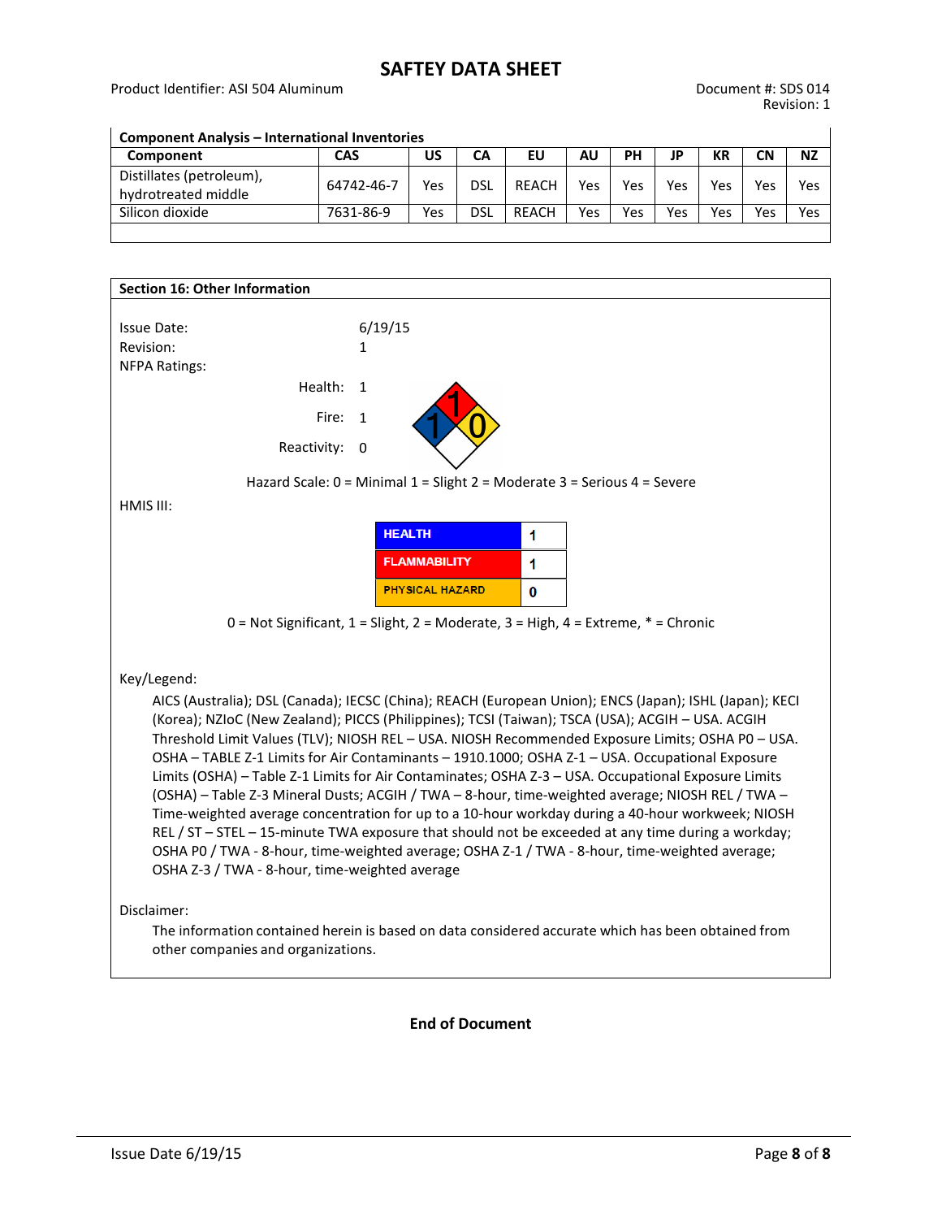| Component Analysis – International Inventories | | | | | | | | | | |
|---|---|---|---|---|---|---|---|---|---|---|
| Component | CAS | US | CA | EU | AU | PH | JP | KR | CN | NZ |
| Distillates (petroleum), hydrotreated middle | 64742-46-7 | Yes | DSL | REACH | Yes | Yes | Yes | Yes | Yes | Yes |
| Silicon dioxide | 7631-86-9 | Yes | DSL | REACH | Yes | Yes | Yes | Yes | Yes | Yes |

## Section 16: Other Information

Issue Date: 6/19/15

Revision: 1

NFPA Ratings:

Health: 1

Fire: 1

Reactivity: 0

Hazard Scale: 0 = Minimal 1 = Slight 2 = Moderate 3 = Serious 4 = Severe

HMIS III:

| | |
|---|---|
| HEALTH | 1 |
| FLAMMABILITY | 1 |
| PHYSICAL HAZARD | 0 |

0 = Not Significant, 1 = Slight, 2 = Moderate, 3 = High, 4 = Extreme, * = Chronic

Key/Legend:

AICS (Australia); DSL (Canada); IECSC (China); REACH (European Union); ENCS (Japan); ISHL (Japan); KECI (Korea); NZIoC (New Zealand); PICCS (Philippines); TCSI (Taiwan); TSCA (USA); ACGIH – USA. ACGIH Threshold Limit Values (TLV); NIOSH REL – USA. NIOSH Recommended Exposure Limits; OSHA P0 – USA. OSHA – TABLE Z-1 Limits for Air Contaminants – 1910.1000; OSHA Z-1 – USA. Occupational Exposure Limits (OSHA) – Table Z-1 Limits for Air Contaminates; OSHA Z-3 – USA. Occupational Exposure Limits (OSHA) – Table Z-3 Mineral Dusts; ACGIH / TWA – 8-hour, time-weighted average; NIOSH REL / TWA – Time-weighted average concentration for up to a 10-hour workday during a 40-hour workweek; NIOSH REL / ST – STEL – 15-minute TWA exposure that should not be exceeded at any time during a workday; OSHA P0 / TWA - 8-hour, time-weighted average; OSHA Z-1 / TWA - 8-hour, time-weighted average; OSHA Z-3 / TWA - 8-hour, time-weighted average

Disclaimer:

The information contained herein is based on data considered accurate which has been obtained from other companies and organizations.

**End of Document**